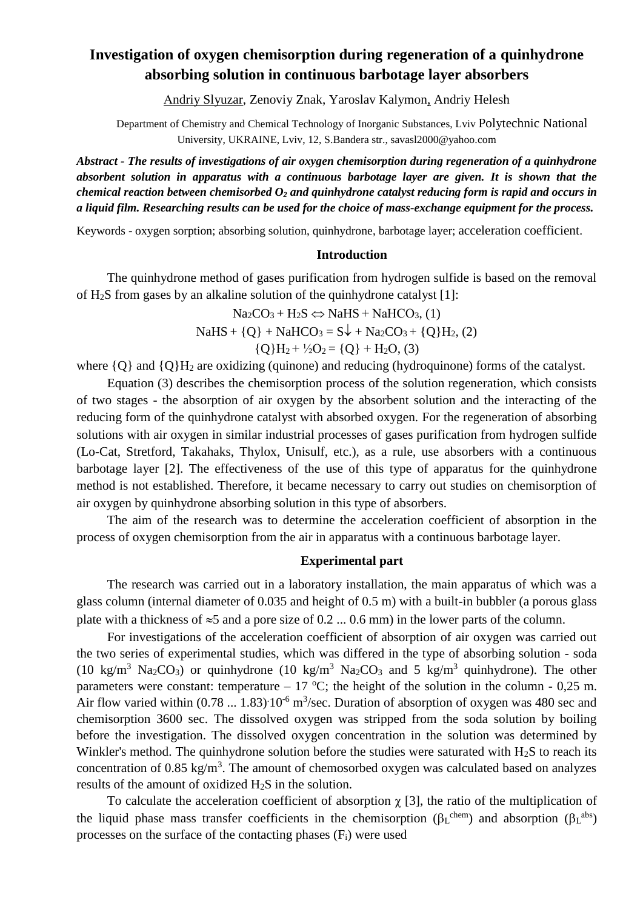# Investigation of oxygen chemisorption during regeneration of a quinhydrone absorbing solution in continuous barbotage layer absorbers

Andriy Slyuzar, Zenoviy Znak, Yaroslav Kalymon, Andriy Helesh

Department of Chemistry and Chemical Technology of Inorganic Substances, Lviv Polytechnic National University, UKRAINE, Lviv, 12, S.Bandera str., savasl2000@yahoo.com

***Abstract - The results of investigations of air oxygen chemisorption during regeneration of a quinhydrone absorbent solution in apparatus with a continuous barbotage layer are given. It is shown that the chemical reaction between chemisorbed $O_2$ and quinhydrone catalyst reducing form is rapid and occurs in a liquid film. Researching results can be used for the choice of mass-exchange equipment for the process.***

Keywords - oxygen sorption; absorbing solution, quinhydrone, barbotage layer; acceleration coefficient.

## Introduction

The quinhydrone method of gases purification from hydrogen sulfide is based on the removal of $H_2S$ from gases by an alkaline solution of the quinhydrone catalyst [1]:

$$Na_2CO_3 + H_2S \Leftrightarrow NaHS + NaHCO_3, \quad (1)$$

$$NaHS + \{Q\} + NaHCO_3 = S\downarrow + Na_2CO_3 + \{Q\}H_2, \quad (2)$$

$$\{Q\}H_2 + ½O_2 = \{Q\} + H_2O, \quad (3)$$

where $\{Q\}$ and $\{Q\}H_2$ are oxidizing (quinone) and reducing (hydroquinone) forms of the catalyst.

Equation (3) describes the chemisorption process of the solution regeneration, which consists of two stages - the absorption of air oxygen by the absorbent solution and the interacting of the reducing form of the quinhydrone catalyst with absorbed oxygen. For the regeneration of absorbing solutions with air oxygen in similar industrial processes of gases purification from hydrogen sulfide (Lo-Cat, Stretford, Takahaks, Thylox, Unisulf, etc.), as a rule, use absorbers with a continuous barbotage layer [2]. The effectiveness of the use of this type of apparatus for the quinhydrone method is not established. Therefore, it became necessary to carry out studies on chemisorption of air oxygen by quinhydrone absorbing solution in this type of absorbers.

The aim of the research was to determine the acceleration coefficient of absorption in the process of oxygen chemisorption from the air in apparatus with a continuous barbotage layer.

## Experimental part

The research was carried out in a laboratory installation, the main apparatus of which was a glass column (internal diameter of 0.035 and height of 0.5 m) with a built-in bubbler (a porous glass plate with a thickness of ≈5 and a pore size of 0.2 ... 0.6 mm) in the lower parts of the column.

For investigations of the acceleration coefficient of absorption of air oxygen was carried out the two series of experimental studies, which was differed in the type of absorbing solution - soda (10 kg/m$^3$ $Na_2CO_3$) or quinhydrone (10 kg/m$^3$ $Na_2CO_3$ and 5 kg/m$^3$ quinhydrone). The other parameters were constant: temperature – 17 °C; the height of the solution in the column - 0,25 m. Air flow varied within (0.78 ... 1.83)$\cdot 10^{-6}$ m$^3$/sec. Duration of absorption of oxygen was 480 sec and chemisorption 3600 sec. The dissolved oxygen was stripped from the soda solution by boiling before the investigation. The dissolved oxygen concentration in the solution was determined by Winkler's method. The quinhydrone solution before the studies were saturated with $H_2S$ to reach its concentration of 0.85 kg/m$^3$. The amount of chemosorbed oxygen was calculated based on analyzes results of the amount of oxidized $H_2S$ in the solution.

To calculate the acceleration coefficient of absorption $\chi$ [3], the ratio of the multiplication of the liquid phase mass transfer coefficients in the chemisorption ($\beta_L^{chem}$) and absorption ($\beta_L^{abs}$) processes on the surface of the contacting phases ($F_i$) were used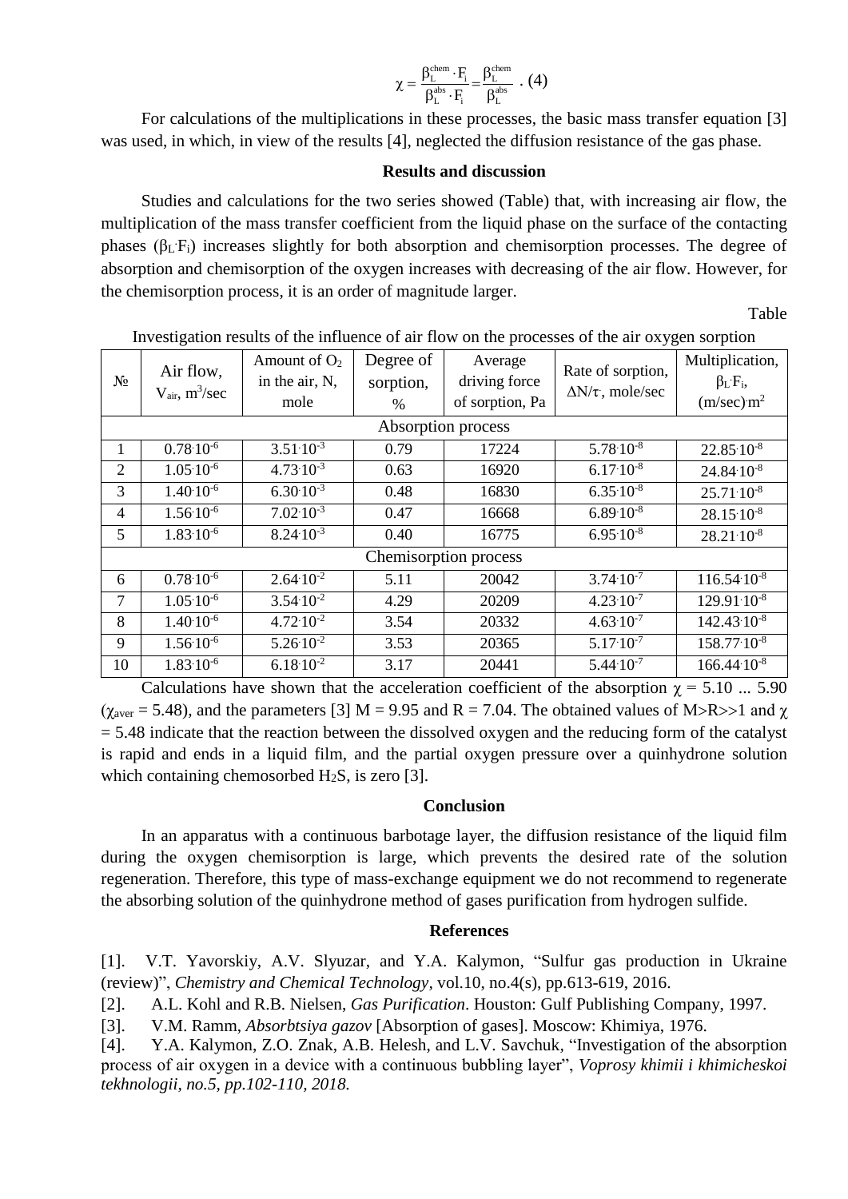$$\chi = \frac{\beta_L^{chem} \cdot F_i}{\beta_L^{abs} \cdot F_i} = \frac{\beta_L^{chem}}{\beta_L^{abs}} \cdot (4)$$

For calculations of the multiplications in these processes, the basic mass transfer equation [3] was used, in which, in view of the results [4], neglected the diffusion resistance of the gas phase.

## Results and discussion

Studies and calculations for the two series showed (Table) that, with increasing air flow, the multiplication of the mass transfer coefficient from the liquid phase on the surface of the contacting phases ($\beta_L \cdot F_i$) increases slightly for both absorption and chemisorption processes. The degree of absorption and chemisorption of the oxygen increases with decreasing of the air flow. However, for the chemisorption process, it is an order of magnitude larger.

Table

Investigation results of the influence of air flow on the processes of the air oxygen sorption

| № | Air flow, $V_{air}$, $m^3$/sec | Amount of $O_2$ in the air, N, mole | Degree of sorption, % | Average driving force of sorption, Pa | Rate of sorption, $\Delta N/\tau$, mole/sec | Multiplication, $\beta_L \cdot F_i$, (m/sec)$\cdot m^2$ |
|---|---|---|---|---|---|---|
| Absorption process | | | | | | |
| 1 | $0.78 \cdot 10^{-6}$ | $3.51 \cdot 10^{-3}$ | 0.79 | 17224 | $5.78 \cdot 10^{-8}$ | $22.85 \cdot 10^{-8}$ |
| 2 | $1.05 \cdot 10^{-6}$ | $4.73 \cdot 10^{-3}$ | 0.63 | 16920 | $6.17 \cdot 10^{-8}$ | $24.84 \cdot 10^{-8}$ |
| 3 | $1.40 \cdot 10^{-6}$ | $6.30 \cdot 10^{-3}$ | 0.48 | 16830 | $6.35 \cdot 10^{-8}$ | $25.71 \cdot 10^{-8}$ |
| 4 | $1.56 \cdot 10^{-6}$ | $7.02 \cdot 10^{-3}$ | 0.47 | 16668 | $6.89 \cdot 10^{-8}$ | $28.15 \cdot 10^{-8}$ |
| 5 | $1.83 \cdot 10^{-6}$ | $8.24 \cdot 10^{-3}$ | 0.40 | 16775 | $6.95 \cdot 10^{-8}$ | $28.21 \cdot 10^{-8}$ |
| Chemisorption process | | | | | | |
| 6 | $0.78 \cdot 10^{-6}$ | $2.64 \cdot 10^{-2}$ | 5.11 | 20042 | $3.74 \cdot 10^{-7}$ | $116.54 \cdot 10^{-8}$ |
| 7 | $1.05 \cdot 10^{-6}$ | $3.54 \cdot 10^{-2}$ | 4.29 | 20209 | $4.23 \cdot 10^{-7}$ | $129.91 \cdot 10^{-8}$ |
| 8 | $1.40 \cdot 10^{-6}$ | $4.72 \cdot 10^{-2}$ | 3.54 | 20332 | $4.63 \cdot 10^{-7}$ | $142.43 \cdot 10^{-8}$ |
| 9 | $1.56 \cdot 10^{-6}$ | $5.26 \cdot 10^{-2}$ | 3.53 | 20365 | $5.17 \cdot 10^{-7}$ | $158.77 \cdot 10^{-8}$ |
| 10 | $1.83 \cdot 10^{-6}$ | $6.18 \cdot 10^{-2}$ | 3.17 | 20441 | $5.44 \cdot 10^{-7}$ | $166.44 \cdot 10^{-8}$ |

Calculations have shown that the acceleration coefficient of the absorption $\chi$ = 5.10 ... 5.90 ($\chi_{aver}$ = 5.48), and the parameters [3] M = 9.95 and R = 7.04. The obtained values of M>R>>1 and $\chi$ = 5.48 indicate that the reaction between the dissolved oxygen and the reducing form of the catalyst is rapid and ends in a liquid film, and the partial oxygen pressure over a quinhydrone solution which containing chemosorbed $H_2S$, is zero [3].

## Conclusion

In an apparatus with a continuous barbotage layer, the diffusion resistance of the liquid film during the oxygen chemisorption is large, which prevents the desired rate of the solution regeneration. Therefore, this type of mass-exchange equipment we do not recommend to regenerate the absorbing solution of the quinhydrone method of gases purification from hydrogen sulfide.

## References

[1]. V.T. Yavorskiy, A.V. Slyuzar, and Y.A. Kalymon, "Sulfur gas production in Ukraine (review)", *Chemistry and Chemical Technology*, vol.10, no.4(s), pp.613-619, 2016.

[2]. A.L. Kohl and R.B. Nielsen, *Gas Purification*. Houston: Gulf Publishing Company, 1997.

[3]. V.M. Ramm, *Absorbtsiya gazov* [Absorption of gases]. Moscow: Khimiya, 1976.

[4]. Y.A. Kalymon, Z.O. Znak, A.B. Helesh, and L.V. Savchuk, "Investigation of the absorption process of air oxygen in a device with a continuous bubbling layer", *Voprosy khimii i khimicheskoi tekhnologii, no.5, pp.102-110, 2018.*